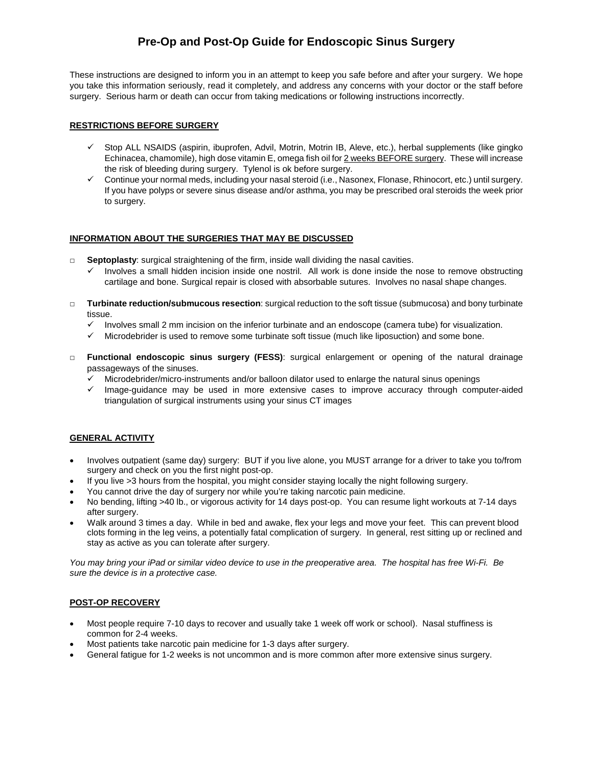# Pre-Op and Post-Op Guide for Endoscopic Sinus Surgery

These instructions are designed to inform you in an attempt to keep you safe before and after your surgery. We hope you take this information seriously, read it completely, and address any concerns with your doctor or the staff before surgery. Serious harm or death can occur from taking medications or following instructions incorrectly.

## RESTRICTIONS BEFORE SURGERY

- ✓ Stop ALL NSAIDS (aspirin, ibuprofen, Advil, Motrin, Motrin IB, Aleve, etc.), herbal supplements (like gingko Echinacea, chamomile), high dose vitamin E, omega fish oil for 2 weeks BEFORE surgery. These will increase the risk of bleeding during surgery. Tylenol is ok before surgery.
- ✓ Continue your normal meds, including your nasal steroid (i.e., Nasonex, Flonase, Rhinocort, etc.) until surgery. If you have polyps or severe sinus disease and/or asthma, you may be prescribed oral steroids the week prior to surgery.

## INFORMATION ABOUT THE SURGERIES THAT MAY BE DISCUSSED

- □ **Septoplasty**: surgical straightening of the firm, inside wall dividing the nasal cavities.
  - ✓ Involves a small hidden incision inside one nostril. All work is done inside the nose to remove obstructing cartilage and bone. Surgical repair is closed with absorbable sutures. Involves no nasal shape changes.
- □ **Turbinate reduction/submucous resection**: surgical reduction to the soft tissue (submucosa) and bony turbinate tissue.
  - ✓ Involves small 2 mm incision on the inferior turbinate and an endoscope (camera tube) for visualization.
  - ✓ Microdebrider is used to remove some turbinate soft tissue (much like liposuction) and some bone.
- □ **Functional endoscopic sinus surgery (FESS)**: surgical enlargement or opening of the natural drainage passageways of the sinuses.
  - ✓ Microdebrider/micro-instruments and/or balloon dilator used to enlarge the natural sinus openings
  - ✓ Image-guidance may be used in more extensive cases to improve accuracy through computer-aided triangulation of surgical instruments using your sinus CT images

## GENERAL ACTIVITY

- Involves outpatient (same day) surgery: BUT if you live alone, you MUST arrange for a driver to take you to/from surgery and check on you the first night post-op.
- If you live >3 hours from the hospital, you might consider staying locally the night following surgery.
- You cannot drive the day of surgery nor while you're taking narcotic pain medicine.
- No bending, lifting >40 lb., or vigorous activity for 14 days post-op. You can resume light workouts at 7-14 days after surgery.
- Walk around 3 times a day. While in bed and awake, flex your legs and move your feet. This can prevent blood clots forming in the leg veins, a potentially fatal complication of surgery. In general, rest sitting up or reclined and stay as active as you can tolerate after surgery.

*You may bring your iPad or similar video device to use in the preoperative area. The hospital has free Wi-Fi. Be sure the device is in a protective case.*

## POST-OP RECOVERY

- Most people require 7-10 days to recover and usually take 1 week off work or school). Nasal stuffiness is common for 2-4 weeks.
- Most patients take narcotic pain medicine for 1-3 days after surgery.
- General fatigue for 1-2 weeks is not uncommon and is more common after more extensive sinus surgery.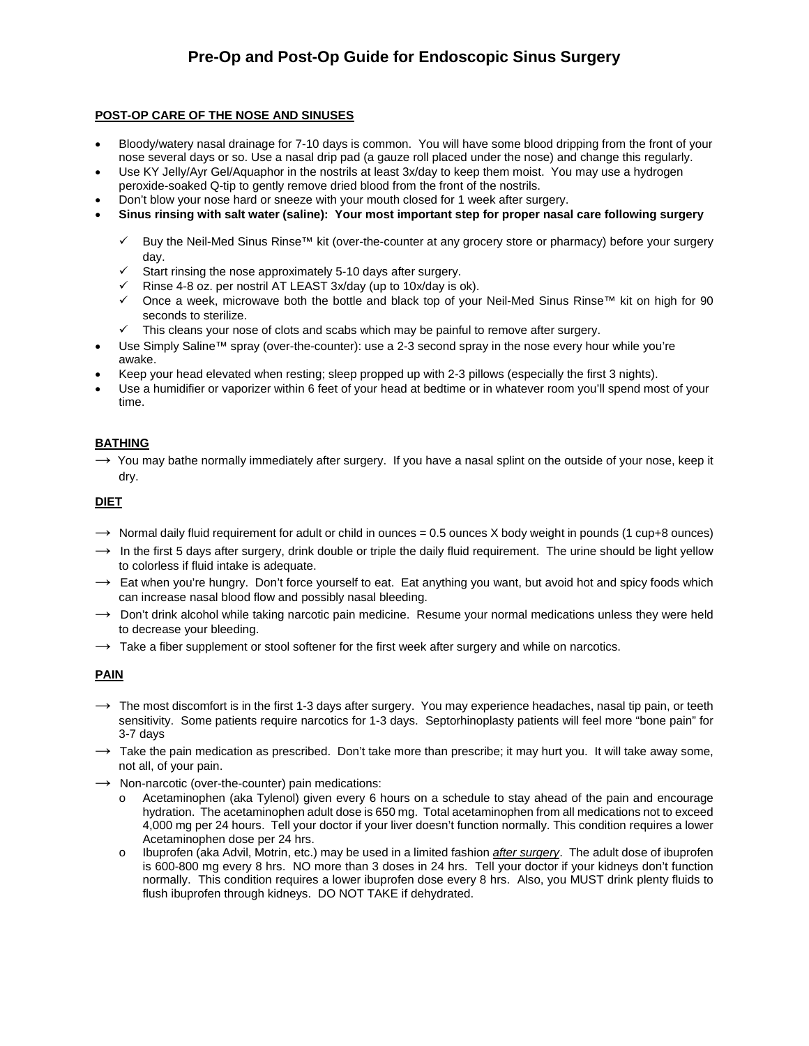# Pre-Op and Post-Op Guide for Endoscopic Sinus Surgery

## POST-OP CARE OF THE NOSE AND SINUSES

- Bloody/watery nasal drainage for 7-10 days is common. You will have some blood dripping from the front of your nose several days or so. Use a nasal drip pad (a gauze roll placed under the nose) and change this regularly.
- Use KY Jelly/Ayr Gel/Aquaphor in the nostrils at least 3x/day to keep them moist. You may use a hydrogen peroxide-soaked Q-tip to gently remove dried blood from the front of the nostrils.
- Don't blow your nose hard or sneeze with your mouth closed for 1 week after surgery.
- **Sinus rinsing with salt water (saline): Your most important step for proper nasal care following surgery**
  - ✓ Buy the Neil-Med Sinus Rinse™ kit (over-the-counter at any grocery store or pharmacy) before your surgery day.
  - ✓ Start rinsing the nose approximately 5-10 days after surgery.
  - ✓ Rinse 4-8 oz. per nostril AT LEAST 3x/day (up to 10x/day is ok).
  - ✓ Once a week, microwave both the bottle and black top of your Neil-Med Sinus Rinse™ kit on high for 90 seconds to sterilize.
  - ✓ This cleans your nose of clots and scabs which may be painful to remove after surgery.
- Use Simply Saline™ spray (over-the-counter): use a 2-3 second spray in the nose every hour while you're awake.
- Keep your head elevated when resting; sleep propped up with 2-3 pillows (especially the first 3 nights).
- Use a humidifier or vaporizer within 6 feet of your head at bedtime or in whatever room you'll spend most of your time.

## BATHING

→ You may bathe normally immediately after surgery. If you have a nasal splint on the outside of your nose, keep it dry.

## DIET

→ Normal daily fluid requirement for adult or child in ounces = 0.5 ounces X body weight in pounds (1 cup+8 ounces)

→ In the first 5 days after surgery, drink double or triple the daily fluid requirement. The urine should be light yellow to colorless if fluid intake is adequate.

→ Eat when you're hungry. Don't force yourself to eat. Eat anything you want, but avoid hot and spicy foods which can increase nasal blood flow and possibly nasal bleeding.

→ Don't drink alcohol while taking narcotic pain medicine. Resume your normal medications unless they were held to decrease your bleeding.

→ Take a fiber supplement or stool softener for the first week after surgery and while on narcotics.

## PAIN

→ The most discomfort is in the first 1-3 days after surgery. You may experience headaches, nasal tip pain, or teeth sensitivity. Some patients require narcotics for 1-3 days. Septorhinoplasty patients will feel more "bone pain" for 3-7 days

→ Take the pain medication as prescribed. Don't take more than prescribe; it may hurt you. It will take away some, not all, of your pain.

→ Non-narcotic (over-the-counter) pain medications:

- o Acetaminophen (aka Tylenol) given every 6 hours on a schedule to stay ahead of the pain and encourage hydration. The acetaminophen adult dose is 650 mg. Total acetaminophen from all medications not to exceed 4,000 mg per 24 hours. Tell your doctor if your liver doesn't function normally. This condition requires a lower Acetaminophen dose per 24 hrs.
- o Ibuprofen (aka Advil, Motrin, etc.) may be used in a limited fashion ***after surgery***. The adult dose of ibuprofen is 600-800 mg every 8 hrs. NO more than 3 doses in 24 hrs. Tell your doctor if your kidneys don't function normally. This condition requires a lower ibuprofen dose every 8 hrs. Also, you MUST drink plenty fluids to flush ibuprofen through kidneys. DO NOT TAKE if dehydrated.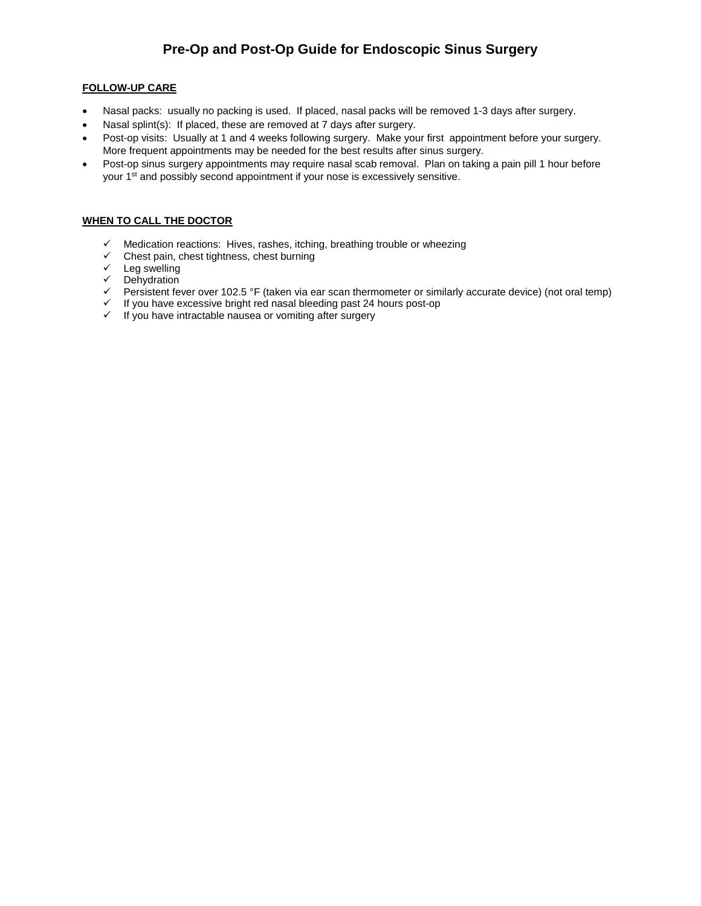# Pre-Op and Post-Op Guide for Endoscopic Sinus Surgery

## FOLLOW-UP CARE

- Nasal packs: usually no packing is used. If placed, nasal packs will be removed 1-3 days after surgery.
- Nasal splint(s): If placed, these are removed at 7 days after surgery.
- Post-op visits: Usually at 1 and 4 weeks following surgery. Make your first appointment before your surgery. More frequent appointments may be needed for the best results after sinus surgery.
- Post-op sinus surgery appointments may require nasal scab removal. Plan on taking a pain pill 1 hour before your 1st and possibly second appointment if your nose is excessively sensitive.

## WHEN TO CALL THE DOCTOR

- ✓ Medication reactions: Hives, rashes, itching, breathing trouble or wheezing
- ✓ Chest pain, chest tightness, chest burning
- ✓ Leg swelling
- ✓ Dehydration
- ✓ Persistent fever over 102.5 °F (taken via ear scan thermometer or similarly accurate device) (not oral temp)
- ✓ If you have excessive bright red nasal bleeding past 24 hours post-op
- ✓ If you have intractable nausea or vomiting after surgery